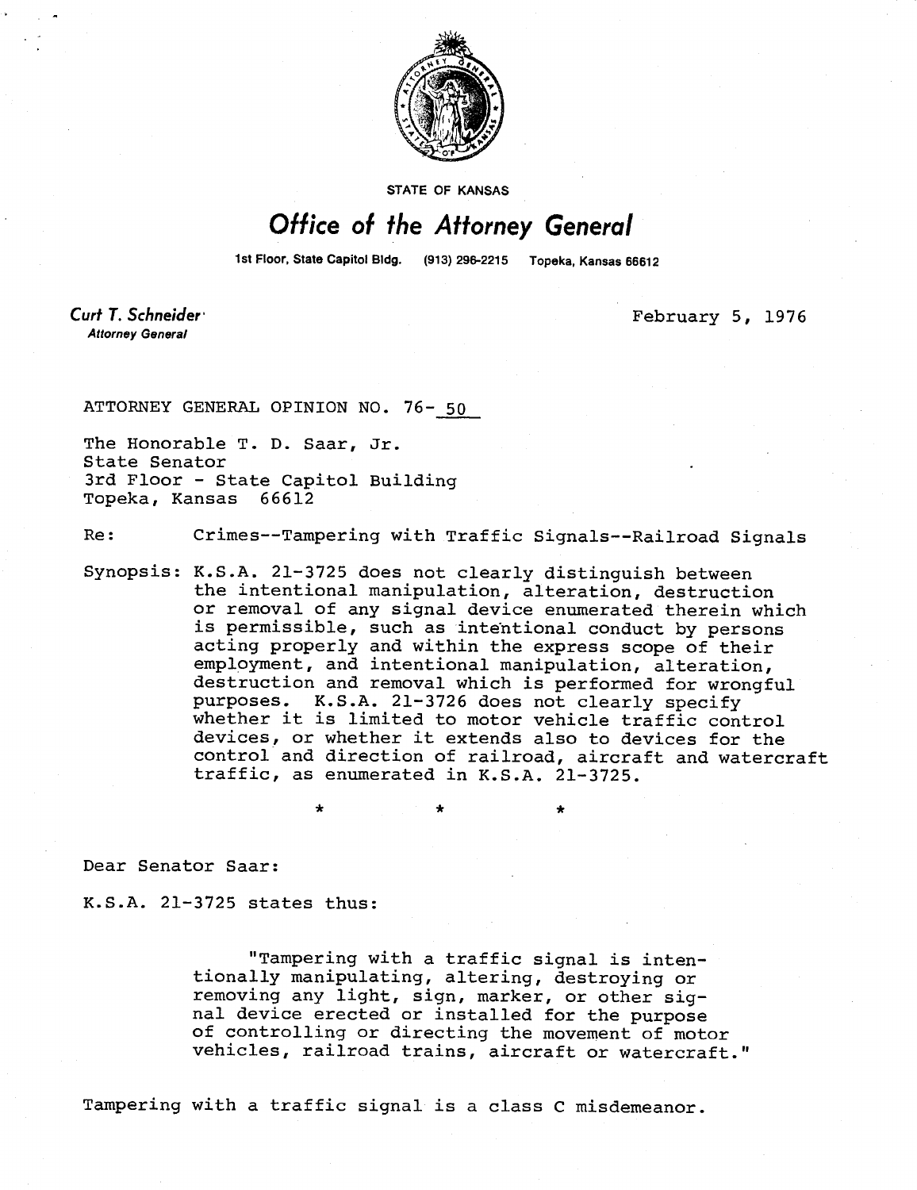STATE OF KANSAS

# *Office of the Attorney General*

1st Floor, State Capitol Bldg. (913) 296-2215 Topeka, Kansas 66612

*Curt T. Schneider*
*Attorney General*

February 5, 1976

ATTORNEY GENERAL OPINION NO. 76- 50

The Honorable T. D. Saar, Jr.
State Senator
3rd Floor - State Capitol Building
Topeka, Kansas 66612

Re: Crimes--Tampering with Traffic Signals--Railroad Signals

Synopsis: K.S.A. 21-3725 does not clearly distinguish between the intentional manipulation, alteration, destruction or removal of any signal device enumerated therein which is permissible, such as intentional conduct by persons acting properly and within the express scope of their employment, and intentional manipulation, alteration, destruction and removal which is performed for wrongful purposes. K.S.A. 21-3726 does not clearly specify whether it is limited to motor vehicle traffic control devices, or whether it extends also to devices for the control and direction of railroad, aircraft and watercraft traffic, as enumerated in K.S.A. 21-3725.

\* \* \*

Dear Senator Saar:

K.S.A. 21-3725 states thus:

> "Tampering with a traffic signal is intentionally manipulating, altering, destroying or removing any light, sign, marker, or other signal device erected or installed for the purpose of controlling or directing the movement of motor vehicles, railroad trains, aircraft or watercraft."

Tampering with a traffic signal is a class C misdemeanor.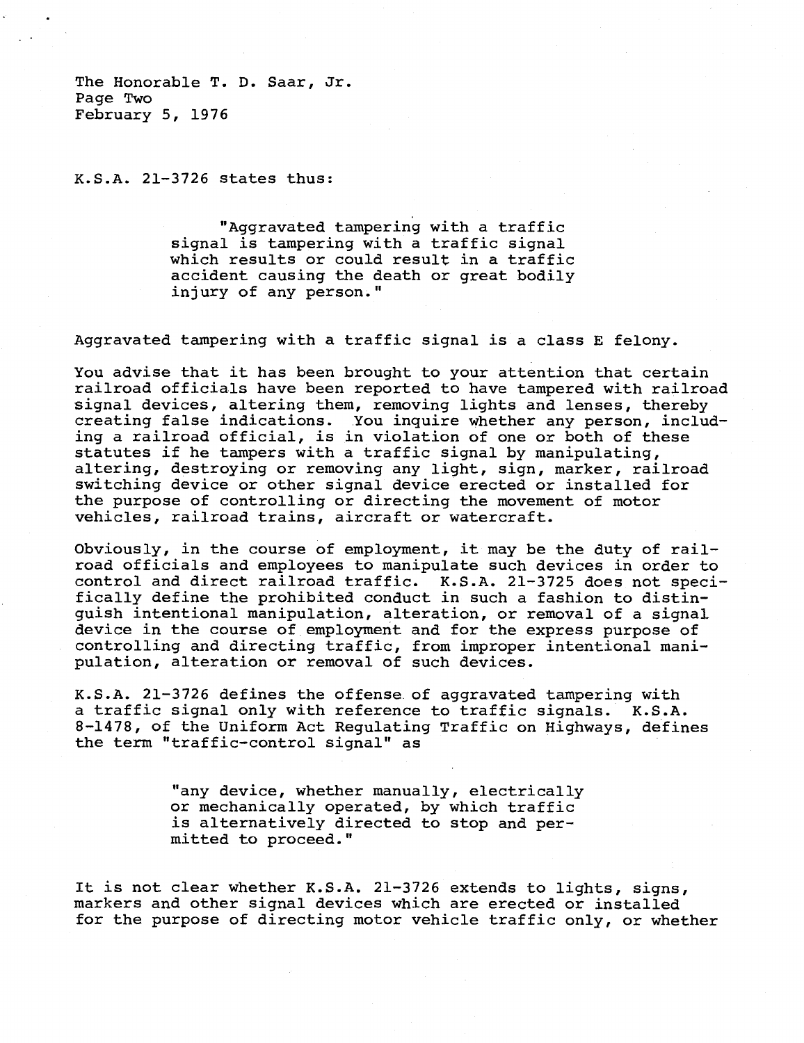K.S.A. 21-3726 states thus:

> "Aggravated tampering with a traffic signal is tampering with a traffic signal which results or could result in a traffic accident causing the death or great bodily injury of any person."

Aggravated tampering with a traffic signal is a class E felony.

You advise that it has been brought to your attention that certain railroad officials have been reported to have tampered with railroad signal devices, altering them, removing lights and lenses, thereby creating false indications. You inquire whether any person, including a railroad official, is in violation of one or both of these statutes if he tampers with a traffic signal by manipulating, altering, destroying or removing any light, sign, marker, railroad switching device or other signal device erected or installed for the purpose of controlling or directing the movement of motor vehicles, railroad trains, aircraft or watercraft.

Obviously, in the course of employment, it may be the duty of railroad officials and employees to manipulate such devices in order to control and direct railroad traffic. K.S.A. 21-3725 does not specifically define the prohibited conduct in such a fashion to distinguish intentional manipulation, alteration, or removal of a signal device in the course of employment and for the express purpose of controlling and directing traffic, from improper intentional manipulation, alteration or removal of such devices.

K.S.A. 21-3726 defines the offense of aggravated tampering with a traffic signal only with reference to traffic signals. K.S.A. 8-1478, of the Uniform Act Regulating Traffic on Highways, defines the term "traffic-control signal" as

> "any device, whether manually, electrically or mechanically operated, by which traffic is alternatively directed to stop and permitted to proceed."

It is not clear whether K.S.A. 21-3726 extends to lights, signs, markers and other signal devices which are erected or installed for the purpose of directing motor vehicle traffic only, or whether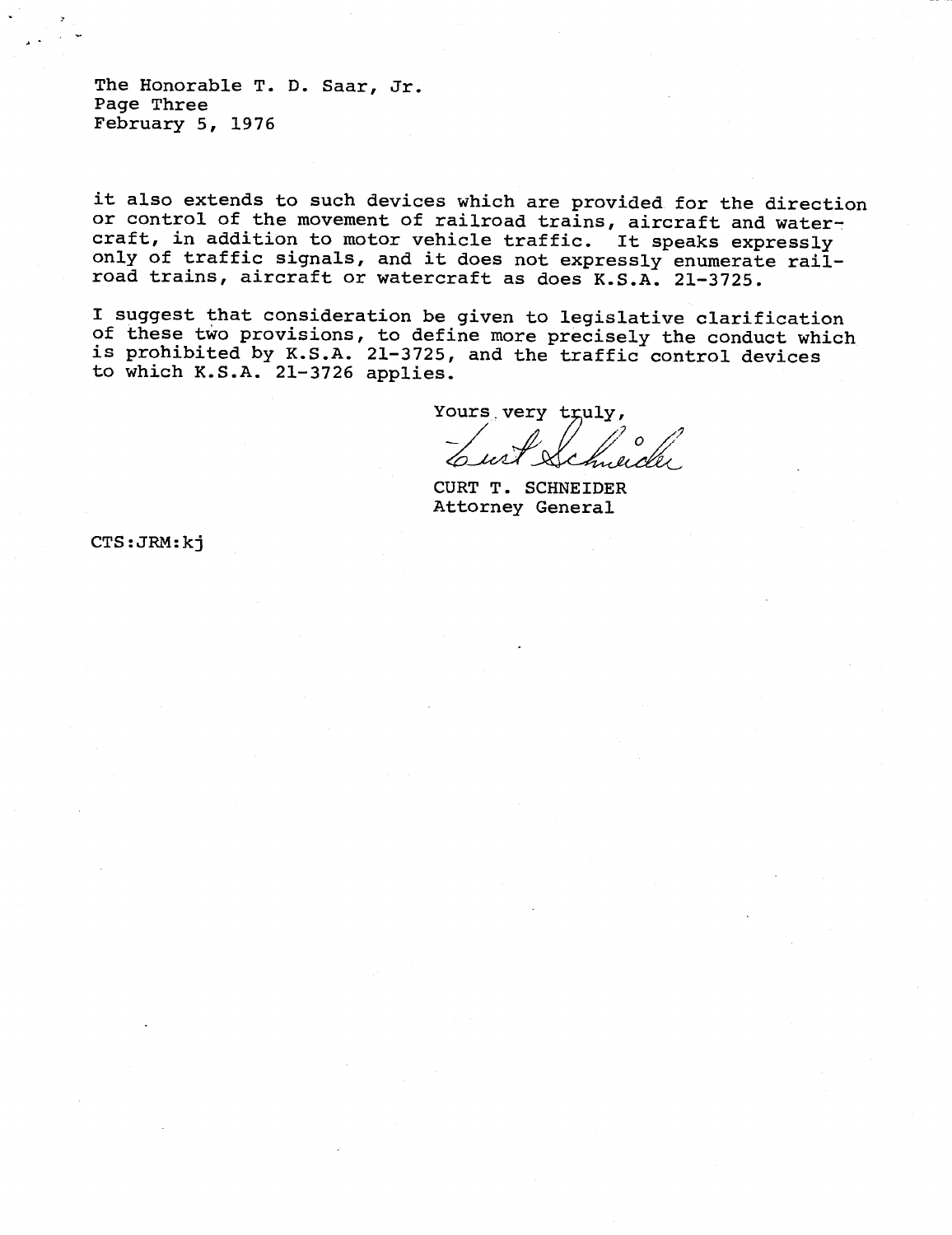it also extends to such devices which are provided for the direction or control of the movement of railroad trains, aircraft and watercraft, in addition to motor vehicle traffic. It speaks expressly only of traffic signals, and it does not expressly enumerate railroad trains, aircraft or watercraft as does K.S.A. 21-3725.

I suggest that consideration be given to legislative clarification of these two provisions, to define more precisely the conduct which is prohibited by K.S.A. 21-3725, and the traffic control devices to which K.S.A. 21-3726 applies.

Yours very truly,

Curt Schneider

CURT T. SCHNEIDER
Attorney General

CTS:JRM:kj